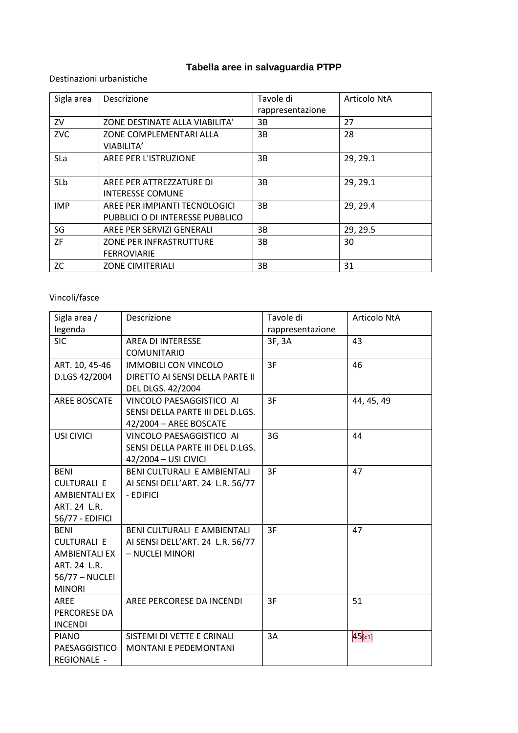# Tabella aree in salvaguardia PTPP

Destinazioni urbanistiche

| Sigla area | Descrizione | Tavole di rappresentazione | Articolo NtA |
|---|---|---|---|
| ZV | ZONE DESTINATE ALLA VIABILITA' | 3B | 27 |
| ZVC | ZONE COMPLEMENTARI ALLA VIABILITA' | 3B | 28 |
| SLa | AREE PER L'ISTRUZIONE | 3B | 29, 29.1 |
| SLb | AREE PER ATTREZZATURE DI INTERESSE COMUNE | 3B | 29, 29.1 |
| IMP | AREE PER IMPIANTI TECNOLOGICI PUBBLICI O DI INTERESSE PUBBLICO | 3B | 29, 29.4 |
| SG | AREE PER SERVIZI GENERALI | 3B | 29, 29.5 |
| ZF | ZONE PER INFRASTRUTTURE FERROVIARIE | 3B | 30 |
| ZC | ZONE CIMITERIALI | 3B | 31 |

Vincoli/fasce

| Sigla area / legenda | Descrizione | Tavole di rappresentazione | Articolo NtA |
|---|---|---|---|
| SIC | AREA DI INTERESSE COMUNITARIO | 3F, 3A | 43 |
| ART. 10, 45-46 D.LGS 42/2004 | IMMOBILI CON VINCOLO DIRETTO AI SENSI DELLA PARTE II DEL DLGS. 42/2004 | 3F | 46 |
| AREE BOSCATE | VINCOLO PAESAGGISTICO AI SENSI DELLA PARTE III DEL D.LGS. 42/2004 – AREE BOSCATE | 3F | 44, 45, 49 |
| USI CIVICI | VINCOLO PAESAGGISTICO AI SENSI DELLA PARTE III DEL D.LGS. 42/2004 – USI CIVICI | 3G | 44 |
| BENI CULTURALI E AMBIENTALI EX ART. 24 L.R. 56/77 - EDIFICI | BENI CULTURALI E AMBIENTALI AI SENSI DELL'ART. 24 L.R. 56/77 - EDIFICI | 3F | 47 |
| BENI CULTURALI E AMBIENTALI EX ART. 24 L.R. 56/77 – NUCLEI MINORI | BENI CULTURALI E AMBIENTALI AI SENSI DELL'ART. 24 L.R. 56/77 – NUCLEI MINORI | 3F | 47 |
| AREE PERCORESE DA INCENDI | AREE PERCORESE DA INCENDI | 3F | 51 |
| PIANO PAESAGGISTICO REGIONALE - | SISTEMI DI VETTE E CRINALI MONTANI E PEDEMONTANI | 3A | 45[c1] |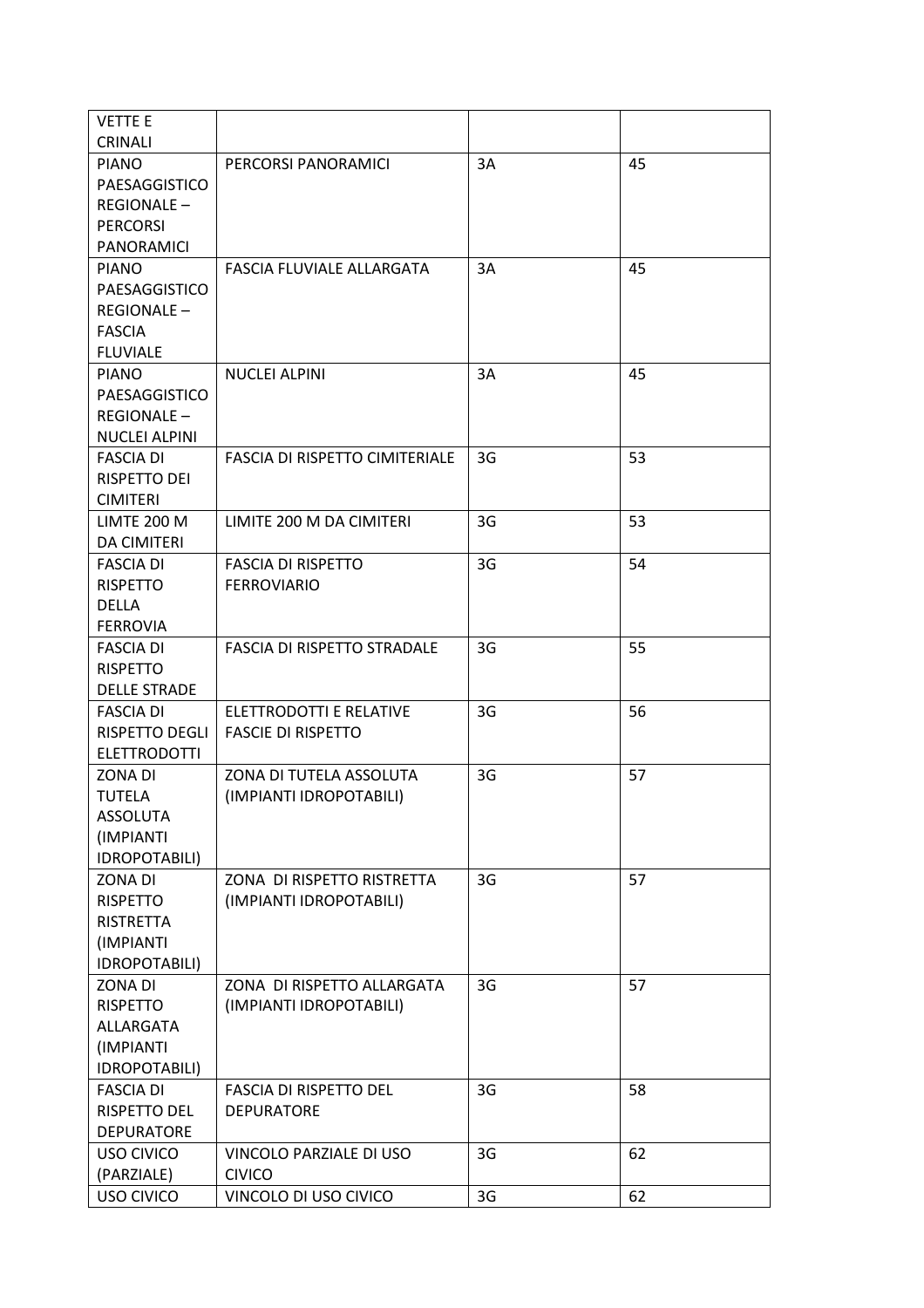| | | | |
|---|---|---|---|
| VETTE E CRINALI | | | |
| PIANO PAESAGGISTICO REGIONALE – PERCORSI PANORAMICI | PERCORSI PANORAMICI | 3A | 45 |
| PIANO PAESAGGISTICO REGIONALE – FASCIA FLUVIALE | FASCIA FLUVIALE ALLARGATA | 3A | 45 |
| PIANO PAESAGGISTICO REGIONALE – NUCLEI ALPINI | NUCLEI ALPINI | 3A | 45 |
| FASCIA DI RISPETTO DEI CIMITERI | FASCIA DI RISPETTO CIMITERIALE | 3G | 53 |
| LIMTE 200 M DA CIMITERI | LIMITE 200 M DA CIMITERI | 3G | 53 |
| FASCIA DI RISPETTO DELLA FERROVIA | FASCIA DI RISPETTO FERROVIARIO | 3G | 54 |
| FASCIA DI RISPETTO DELLE STRADE | FASCIA DI RISPETTO STRADALE | 3G | 55 |
| FASCIA DI RISPETTO DEGLI ELETTRODOTTI | ELETTRODOTTI E RELATIVE FASCIE DI RISPETTO | 3G | 56 |
| ZONA DI TUTELA ASSOLUTA (IMPIANTI IDROPOTABILI) | ZONA DI TUTELA ASSOLUTA (IMPIANTI IDROPOTABILI) | 3G | 57 |
| ZONA DI RISPETTO RISTRETTA (IMPIANTI IDROPOTABILI) | ZONA DI RISPETTO RISTRETTA (IMPIANTI IDROPOTABILI) | 3G | 57 |
| ZONA DI RISPETTO ALLARGATA (IMPIANTI IDROPOTABILI) | ZONA DI RISPETTO ALLARGATA (IMPIANTI IDROPOTABILI) | 3G | 57 |
| FASCIA DI RISPETTO DEL DEPURATORE | FASCIA DI RISPETTO DEL DEPURATORE | 3G | 58 |
| USO CIVICO (PARZIALE) | VINCOLO PARZIALE DI USO CIVICO | 3G | 62 |
| USO CIVICO | VINCOLO DI USO CIVICO | 3G | 62 |